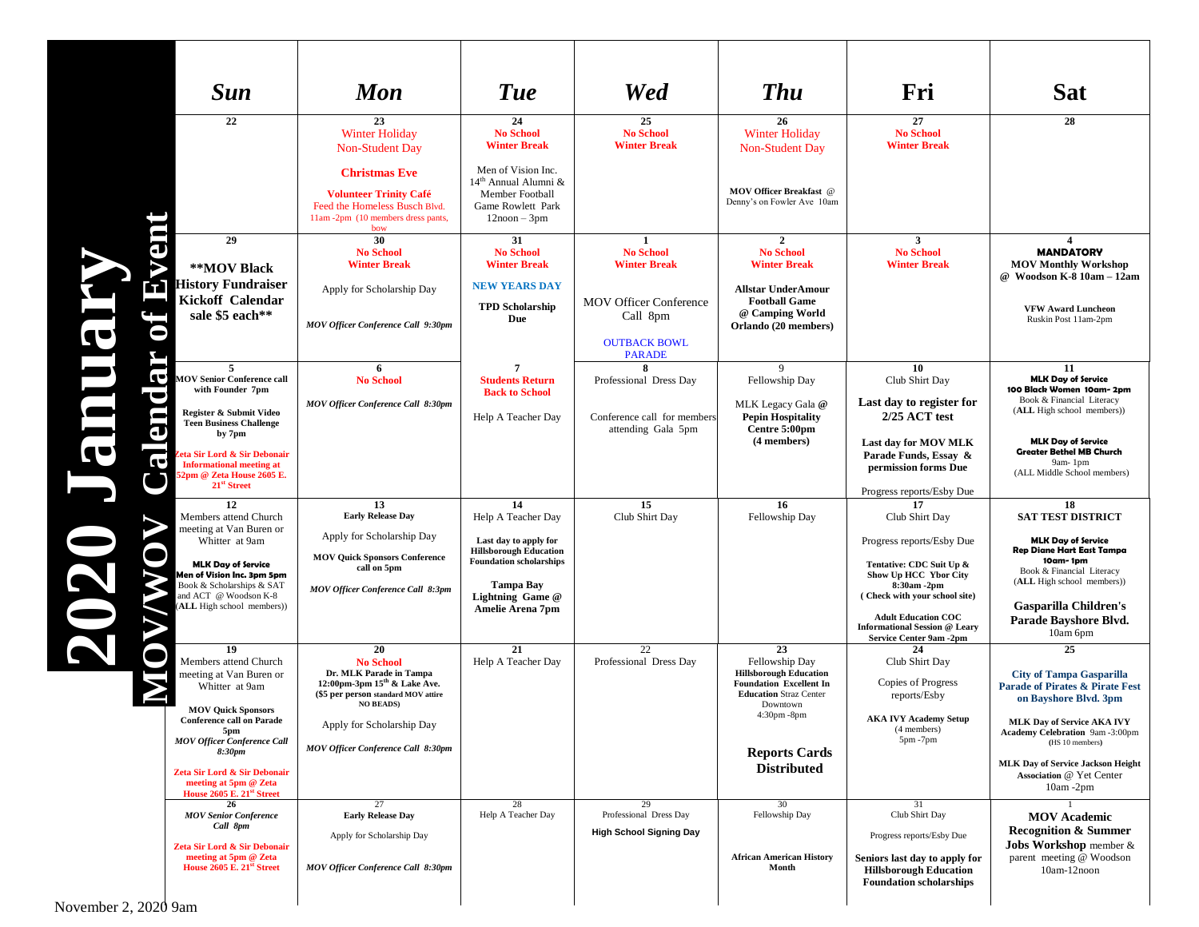# 2020 January

## MOV/WOV Calendar of Event

| Sun | Mon | Tue | Wed | Thu | Fri | Sat |
|---|---|---|---|---|---|---|
| 22 | 23 Winter Holiday Non-Student Day **Christmas Eve** **Volunteer Trinity Café** Feed the Homeless Busch Blvd. 11am -2pm (10 members dress pants, bow | 24 **No School** **Winter Break** Men of Vision Inc. 14th Annual Alumni & Member Football Game Rowlett Park 12noon – 3pm | 25 **No School** **Winter Break** | 26 Winter Holiday Non-Student Day **MOV Officer Breakfast** @ Denny's on Fowler Ave 10am | 27 **No School** **Winter Break** | 28 |
| 29 **\*\*MOV Black History Fundraiser Kickoff Calendar sale $5 each\*\*** | 30 **No School** **Winter Break** Apply for Scholarship Day *MOV Officer Conference Call 9:30pm* | 31 **No School** **Winter Break** **NEW YEARS DAY** **TPD Scholarship Due** | 1 **No School** **Winter Break** MOV Officer Conference Call 8pm OUTBACK BOWL PARADE | 2 **No School** **Winter Break** **Allstar UnderAmour Football Game @ Camping World Orlando (20 members)** | 3 **No School** **Winter Break** | 4 **MANDATORY** **MOV Monthly Workshop @ Woodson K-8 10am – 12am** **VFW Award Luncheon** Ruskin Post 11am-2pm |
| 5 **MOV Senior Conference call with Founder 7pm** **Register & Submit Video Teen Business Challenge by 7pm** **Zeta Sir Lord & Sir Debonair Informational meeting at 52pm @ Zeta House 2605 E. 21st Street** | 6 **No School** *MOV Officer Conference Call 8:30pm* | 7 **Students Return Back to School** Help A Teacher Day | 8 Professional Dress Day Conference call for members attending Gala 5pm | 9 Fellowship Day MLK Legacy Gala **@ Pepin Hospitality Centre 5:00pm (4 members)** | 10 Club Shirt Day **Last day to register for 2/25 ACT test** **Last day for MOV MLK Parade Funds, Essay & permission forms Due** Progress reports/Esby Due | 11 **MLK Day of Service** **100 Black Women 10am- 2pm** Book & Financial Literacy (**ALL** High school members)) **MLK Day of Service** **Greater Bethel MB Church** 9am- 1pm (ALL Middle School members) |
| 12 Members attend Church meeting at Van Buren or Whitter at 9am **MLK Day of Service** **Men of Vision Inc. 3pm 5pm** Book & Scholarships & SAT and ACT @ Woodson K-8 (**ALL** High school members)) | 13 **Early Release Day** Apply for Scholarship Day **MOV Quick Sponsors Conference call on 5pm** *MOV Officer Conference Call 8:3pm* | 14 Help A Teacher Day **Last day to apply for Hillsborough Education Foundation scholarships** **Tampa Bay Lightning Game @ Amelie Arena 7pm** | 15 Club Shirt Day | 16 Fellowship Day | 17 Club Shirt Day Progress reports/Esby Due **Tentative: CDC Suit Up & Show Up HCC Ybor City 8:30am -2pm** **( Check with your school site)** **Adult Education COC Informational Session @ Leary Service Center 9am -2pm** | 18 **SAT TEST DISTRICT** **MLK Day of Service** **Rep Diane Hart East Tampa 10am- 1pm** Book & Financial Literacy (**ALL** High school members)) **Gasparilla Children's Parade Bayshore Blvd.** 10am 6pm |
| 19 Members attend Church meeting at Van Buren or Whitter at 9am **MOV Quick Sponsors Conference call on Parade 5pm** ***MOV Officer Conference Call 8:30pm*** **Zeta Sir Lord & Sir Debonair meeting at 5pm @ Zeta House 2605 E. 21st Street** | 20 **No School** **Dr. MLK Parade in Tampa 12:00pm-3pm 15th & Lake Ave. ($5 per person standard MOV attire NO BEADS)** Apply for Scholarship Day *MOV Officer Conference Call 8:30pm* | 21 Help A Teacher Day | 22 Professional Dress Day | 23 Fellowship Day **Hillsborough Education Foundation Excellent In Education** Straz Center Downtown 4:30pm -8pm **Reports Cards Distributed** | 24 Club Shirt Day Copies of Progress reports/Esby **AKA IVY Academy Setup** (4 members) 5pm -7pm | 25 **City of Tampa Gasparilla Parade of Pirates & Pirate Fest on Bayshore Blvd. 3pm** **MLK Day of Service AKA IVY Academy Celebration** 9am -3:00pm **(HS 10 members)** **MLK Day of Service Jackson Height Association** @ Yet Center 10am -2pm |
| 26 ***MOV Senior Conference Call 8pm*** **Zeta Sir Lord & Sir Debonair meeting at 5pm @ Zeta House 2605 E. 21st Street** | 27 **Early Release Day** Apply for Scholarship Day *MOV Officer Conference Call 8:30pm* | 28 Help A Teacher Day | 29 Professional Dress Day **High School Signing Day** | 30 Fellowship Day **African American History Month** | 31 Club Shirt Day Progress reports/Esby Due **Seniors last day to apply for Hillsborough Education Foundation scholarships** | 1 **MOV Academic Recognition & Summer Jobs Workshop** member & parent meeting @ Woodson 10am-12noon |

November 2, 2020 9am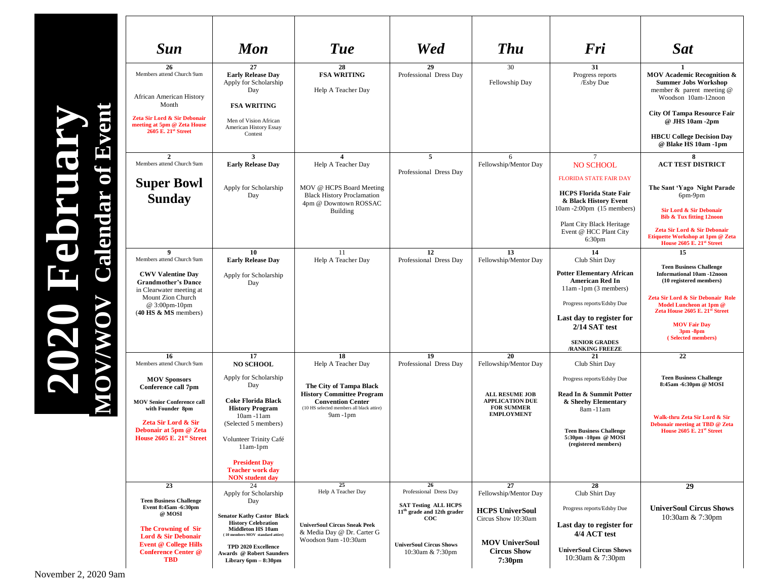# 2020 February

## MOV/WOV Calendar of Event

| Sun | Mon | Tue | Wed | Thu | Fri | Sat |
|---|---|---|---|---|---|---|
| **26** Members attend Church 9am<br><br>African American History Month<br><br>**Zeta Sir Lord & Sir Debonair meeting at 5pm @ Zeta House 2605 E. 21st Street** | **27** **Early Release Day**<br>Apply for Scholarship Day<br><br>**FSA WRITING**<br><br>Men of Vision African American History Essay Contest | **28** **FSA WRITING**<br><br>Help A Teacher Day | **29** Professional Dress Day | 30<br><br>Fellowship Day | **31** Progress reports /Esby Due | **1** **MOV Academic Recognition & Summer Jobs Workshop** member & parent meeting @ Woodson 10am-12noon<br><br>**City Of Tampa Resource Fair @ JHS 10am -2pm**<br><br>**HBCU College Decision Day @ Blake HS 10am -1pm** |
| **2** Members attend Church 9am<br><br>**Super Bowl Sunday** | **3** **Early Release Day**<br><br>Apply for Scholarship Day | **4** Help A Teacher Day<br><br>MOV @ HCPS Board Meeting Black History Proclamation 4pm @ Downtown ROSSAC Building | **5**<br><br>Professional Dress Day | 6 Fellowship/Mentor Day | 7 NO SCHOOL<br><br>FLORIDA STATE FAIR DAY<br><br>**HCPS Florida State Fair & Black History Event** 10am -2:00pm (15 members)<br><br>Plant City Black Heritage Event @ HCC Plant City 6:30pm | **8** **ACT TEST DISTRICT**<br><br>**The Sant 'Yago Night Parade** 6pm-9pm<br><br>**Sir Lord & Sir Debonair Bib & Tux fitting 12noon**<br><br>**Zeta Sir Lord & Sir Debonair Etiquette Workshop at 1pm @ Zeta House 2605 E. 21st Street** |
| **9** Members attend Church 9am<br><br>**CWV Valentine Day Grandmother's Dance** in Clearwater meeting at Mount Zion Church @ 3:00pm-10pm (**40 HS & MS** members) | **10** **Early Release Day**<br><br>Apply for Scholarship Day | 11 Help A Teacher Day | **12** Professional Dress Day | **13** Fellowship/Mentor Day | **14** Club Shirt Day<br><br>**Potter Elementary African American Red In** 11am -1pm (3 members)<br><br>Progress reports/Edsby Due<br><br>**Last day to register for 2/14 SAT test**<br><br>**SENIOR GRADES /RANKING FREEZE** | **15**<br><br>**Teen Business Challenge Informational 10am -12noon (10 registered members)**<br><br>**Zeta Sir Lord & Sir Debonair Role Model Luncheon at 1pm @ Zeta House 2605 E. 21st Street**<br><br>**MOV Fair Day 3pm -8pm ( Selected members)** |
| **16** Members attend Church 9am<br><br>**MOV Sponsors Conference call 7pm**<br><br>**MOV Senior Conference call with Founder 8pm**<br><br>**Zeta Sir Lord & Sir Debonair at 5pm @ Zeta House 2605 E. 21st Street** | **17** **NO SCHOOL**<br><br>Apply for Scholarship Day<br><br>**Coke Florida Black History Program** 10am -11am (Selected 5 members)<br><br>Volunteer Trinity Café 11am-1pm<br><br>**President Day Teacher work day NON student day** | **18** Help A Teacher Day<br><br>**The City of Tampa Black History Committee Program Convention Center** (10 HS selected members all black attire) 9am -1pm | **19** Professional Dress Day | **20** Fellowship/Mentor Day<br><br>**ALL RESUME JOB APPLICATION DUE FOR SUMMER EMPLOYMENT** | **21** Club Shirt Day<br><br>Progress reports/Edsby Due<br><br>**Read In & Summit Potter & Sheehy Elementary** 8am -11am<br><br>**Teen Business Challenge 5:30pm -10pm @ MOSI (registered members)** | **22**<br><br>**Teen Business Challenge 8:45am -6:30pm @ MOSI**<br><br>**Walk-thru Zeta Sir Lord & Sir Debonair meeting at TBD @ Zeta House 2605 E. 21st Street** |
| **23**<br><br>**Teen Business Challenge Event 8:45am -6:30pm @ MOSI**<br><br>**The Crowning of Sir Lord & Sir Debonair Event @ College Hills Conference Center @ TBD** | 24 Apply for Scholarship Day<br><br>**Senator Kathy Castor Black History Celebration Middleton HS 10am** (10 members MOV standard attire)<br><br>**TPD 2020 Excellence Awards @ Robert Saunders Library 6pm – 8:30pm** | **25** Help A Teacher Day<br><br>**UniverSoul Circus Sneak Peek** & Media Day @ Dr. Carter G Woodson 9am -10:30am | **26** Professional Dress Day<br><br>**SAT Testing ALL HCPS 11th grade and 12th grader COC**<br><br>**UniverSoul Circus Shows** 10:30am & 7:30pm | **27** Fellowship/Mentor Day<br><br>**HCPS UniverSoul** Circus Show 10:30am<br><br>**MOV UniverSoul Circus Show 7:30pm** | **28** Club Shirt Day<br><br>Progress reports/Edsby Due<br><br>**Last day to register for 4/4 ACT test**<br><br>**UniverSoul Circus Shows** 10:30am & 7:30pm | **29**<br><br>**UniverSoul Circus Shows** 10:30am & 7:30pm |

November 2, 2020 9am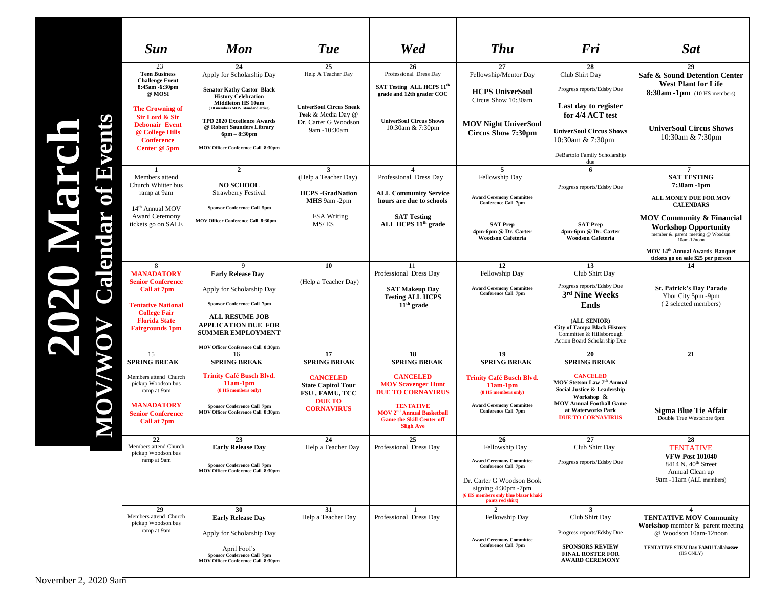# 2020 March MOV/WOV Calendar of Events

| Sun | Mon | Tue | Wed | Thu | Fri | Sat |
|---|---|---|---|---|---|---|
| 23<br>**Teen Business Challenge Event 8:45am -6:30pm @ MOSI**<br>**The Crowning of Sir Lord & Sir Debonair Event @ College Hills Conference Center @ 5pm** | **24**<br>Apply for Scholarship Day<br>**Senator Kathy Castor Black History Celebration Middleton HS 10am** (10 members MOV standard attire)<br>**TPD 2020 Excellence Awards @ Robert Saunders Library 6pm – 8:30pm**<br>**MOV Officer Conference Call 8:30pm** | **25**<br>Help A Teacher Day<br>**UniverSoul Circus Sneak Peek** & Media Day @ Dr. Carter G Woodson 9am -10:30am | **26**<br>Professional Dress Day<br>**SAT Testing ALL HCPS 11th grade and 12th grader COC**<br>**UniverSoul Circus Shows** 10:30am & 7:30pm | **27**<br>Fellowship/Mentor Day<br>**HCPS UniverSoul** Circus Show 10:30am<br>**MOV Night UniverSoul Circus Show 7:30pm** | **28**<br>Club Shirt Day<br>Progress reports/Edsby Due<br>**Last day to register for 4/4 ACT test**<br>**UniverSoul Circus Shows** 10:30am & 7:30pm<br>DeBartolo Family Scholarship due | **29**<br>**Safe & Sound Detention Center West Plant for Life 8:30am -1pm** (10 HS members)<br>**UniverSoul Circus Shows** 10:30am & 7:30pm |
| **1**<br>Members attend Church Whitter bus ramp at 9am<br>14th Annual MOV Award Ceremony tickets go on SALE | **2**<br>**NO SCHOOL**<br>Strawberry Festival<br>**Sponsor Conference Call 5pm**<br>**MOV Officer Conference Call 8:30pm** | **3**<br>(Help a Teacher Day)<br>**HCPS -GradNation MHS** 9am -2pm<br>FSA Writing MS/ ES | **4**<br>Professional Dress Day<br>**ALL Community Service hours are due to schools**<br>**SAT Testing ALL HCPS 11th grade** | **5**<br>Fellowship Day<br>**Award Ceremony Committee Conference Call 7pm**<br>**SAT Prep 4pm-6pm @ Dr. Carter Woodson Cafeteria** | **6**<br>Progress reports/Edsby Due<br>**SAT Prep 4pm-6pm @ Dr. Carter Woodson Cafeteria** | **7**<br>**SAT TESTING 7:30am -1pm**<br>**ALL MONEY DUE FOR MOV CALENDARS**<br>**MOV Community & Financial Workshop Opportunity** member & parent meeting @ Woodson 10am-12noon<br>**MOV 14th Annual Awards Banquet tickets go on sale $25 per person** |
| 8<br>**MANADATORY Senior Conference Call at 7pm**<br>**Tentative National College Fair Florida State Fairgrounds 1pm** | 9<br>**Early Release Day**<br>Apply for Scholarship Day<br>**Sponsor Conference Call 7pm**<br>**ALL RESUME JOB APPLICATION DUE FOR SUMMER EMPLOYMENT**<br>**MOV Officer Conference Call 8:30pm** | **10**<br>(Help a Teacher Day) | 11<br>Professional Dress Day<br>**SAT Makeup Day Testing ALL HCPS 11th grade** | **12**<br>Fellowship Day<br>**Award Ceremony Committee Conference Call 7pm** | **13**<br>Club Shirt Day<br>Progress reports/Edsby Due<br>**3rd Nine Weeks Ends**<br>**(ALL SENIOR) City of Tampa Black History** Committee & Hillsborough Action Board Scholarship Due | **14**<br>**St. Patrick's Day Parade**<br>Ybor City 5pm -9pm<br>( 2 selected members) |
| 15<br>**SPRING BREAK**<br>Members attend Church pickup Woodson bus ramp at 9am<br>**MANADATORY Senior Conference Call at 7pm** | 16<br>**SPRING BREAK**<br>**Trinity Café Busch Blvd. 11am-1pm** (8 HS members only)<br>**Sponsor Conference Call 7pm**<br>**MOV Officer Conference Call 8:30pm** | **17**<br>**SPRING BREAK**<br>**CANCELED**<br>**State Capitol Tour FSU , FAMU, TCC**<br>**DUE TO CORNAVIRUS** | **18**<br>**SPRING BREAK**<br>**CANCELED**<br>**MOV Scavenger Hunt DUE TO CORNAVIRUS**<br>**TENTATIVE**<br>**MOV 2nd Annual Basketball Game the Skill Center off Sligh Ave** | **19**<br>**SPRING BREAK**<br>**Trinity Café Busch Blvd. 11am-1pm** (8 HS members only)<br>**Award Ceremony Committee Conference Call 7pm** | **20**<br>**SPRING BREAK**<br>**CANCELED**<br>**MOV Stetson Law 7th Annual Social Justice & Leadership Workshop** &<br>**MOV Annual Football Game at Waterworks Park**<br>**DUE TO CORNAVIRUS** | **21**<br>**Sigma Blue Tie Affair**<br>Double Tree Westshore 6pm |
| **22**<br>Members attend Church pickup Woodson bus ramp at 9am | **23**<br>**Early Release Day**<br>**Sponsor Conference Call 7pm**<br>**MOV Officer Conference Call 8:30pm** | **24**<br>Help a Teacher Day | **25**<br>Professional Dress Day | **26**<br>Fellowship Day<br>**Award Ceremony Committee Conference Call 7pm**<br>Dr. Carter G Woodson Book signing 4:30pm -7pm<br>(6 HS members only blue blazer khaki pants red shirt) | **27**<br>Club Shirt Day<br>Progress reports/Edsby Due | **28**<br>TENTATIVE<br>**VFW Post 101040**<br>8414 N. 40th Street<br>Annual Clean up<br>9am -11am (ALL members) |
| **29**<br>Members attend Church pickup Woodson bus ramp at 9am | **30**<br>**Early Release Day**<br>Apply for Scholarship Day<br>April Fool's<br>**Sponsor Conference Call 7pm**<br>**MOV Officer Conference Call 8:30pm** | **31**<br>Help a Teacher Day | 1<br>Professional Dress Day | 2<br>Fellowship Day<br>**Award Ceremony Committee Conference Call 7pm** | **3**<br>Club Shirt Day<br>Progress reports/Edsby Due<br>**SPONSORS REVIEW FINAL ROSTER FOR AWARD CEREMONY** | **4**<br>**TENTATIVE MOV Community Workshop** member & parent meeting @ Woodson 10am-12noon<br>**TENTATIVE STEM Day FAMU Tallahassee** (HS ONLY) |

November 2, 2020 9am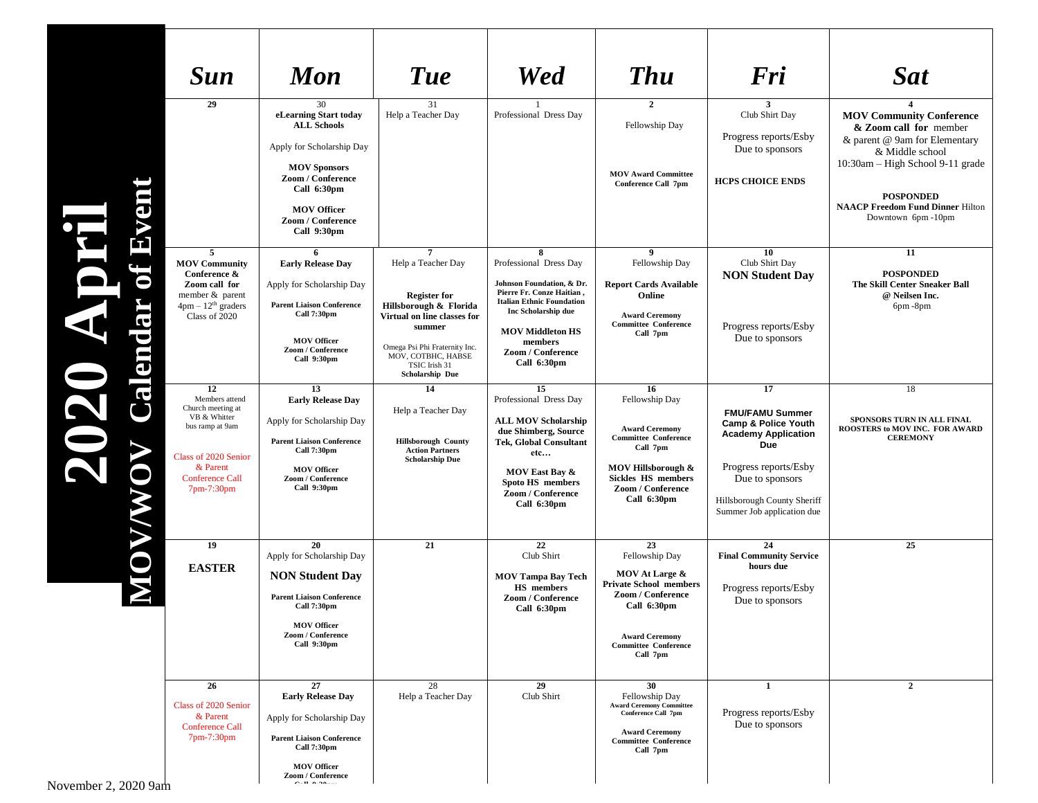# 2020 April MOV/WOV Calendar of Event

| Sun | Mon | Tue | Wed | Thu | Fri | Sat |
|---|---|---|---|---|---|---|
| 29 | 30 **eLearning Start today ALL Schools** Apply for Scholarship Day **MOV Sponsors Zoom / Conference Call 6:30pm** **MOV Officer Zoom / Conference Call 9:30pm** | 31 Help a Teacher Day | 1 Professional Dress Day | **2** Fellowship Day **MOV Award Committee Conference Call 7pm** | **3** Club Shirt Day Progress reports/Esby Due to sponsors **HCPS CHOICE ENDS** | **4** **MOV Community Conference & Zoom call for** member & parent @ 9am for Elementary & Middle school 10:30am – High School 9-11 grade **POSPONDED** **NAACP Freedom Fund Dinner** Hilton Downtown 6pm -10pm |
| **5** **MOV Community Conference & Zoom call for** member & parent 4pm – 12th graders Class of 2020 | **6** **Early Release Day** Apply for Scholarship Day **Parent Liaison Conference Call 7:30pm** **MOV Officer Zoom / Conference Call 9:30pm** | **7** Help a Teacher Day **Register for Hillsborough & Florida Virtual on line classes for summer** Omega Psi Phi Fraternity Inc. MOV, COTBHC, HABSE TSIC Irish 31 **Scholarship Due** | **8** Professional Dress Day **Johnson Foundation, & Dr. Pierre Fr. Conze Haitian , Italian Ethnic Foundation Inc Scholarship due** **MOV Middleton HS members Zoom / Conference Call 6:30pm** | **9** Fellowship Day **Report Cards Available Online** **Award Ceremony Committee Conference Call 7pm** | **10** Club Shirt Day **NON Student Day** Progress reports/Esby Due to sponsors | **11** **POSPONDED** **The Skill Center Sneaker Ball @ Neilsen Inc.** 6pm -8pm |
| **12** Members attend Church meeting at VB & Whitter bus ramp at 9am Class of 2020 Senior & Parent Conference Call 7pm-7:30pm | **13** **Early Release Day** Apply for Scholarship Day **Parent Liaison Conference Call 7:30pm** **MOV Officer Zoom / Conference Call 9:30pm** | **14** Help a Teacher Day **Hillsborough County Action Partners Scholarship Due** | **15** Professional Dress Day **ALL MOV Scholarship due Shimberg, Source Tek, Global Consultant etc…** **MOV East Bay & Spoto HS members Zoom / Conference Call 6:30pm** | **16** Fellowship Day **Award Ceremony Committee Conference Call 7pm** **MOV Hillsborough & Sickles HS members Zoom / Conference Call 6:30pm** | **17** **FMU/FAMU Summer Camp & Police Youth Academy Application Due** Progress reports/Esby Due to sponsors Hillsborough County Sheriff Summer Job application due | 18 **SPONSORS TURN IN ALL FINAL ROOSTERS to MOV INC. FOR AWARD CEREMONY** |
| **19** **EASTER** | **20** Apply for Scholarship Day **NON Student Day** **Parent Liaison Conference Call 7:30pm** **MOV Officer Zoom / Conference Call 9:30pm** | **21** | **22** Club Shirt **MOV Tampa Bay Tech HS members Zoom / Conference Call 6:30pm** | **23** Fellowship Day **MOV At Large & Private School members Zoom / Conference Call 6:30pm** **Award Ceremony Committee Conference Call 7pm** | **24** **Final Community Service hours due** Progress reports/Esby Due to sponsors | **25** |
| **26** Class of 2020 Senior & Parent Conference Call 7pm-7:30pm | **27** **Early Release Day** Apply for Scholarship Day **Parent Liaison Conference Call 7:30pm** **MOV Officer Zoom / Conference Call 9:30pm** | 28 Help a Teacher Day | **29** Club Shirt | **30** Fellowship Day **Award Ceremony Committee Conference Call 7pm** **Award Ceremony Committee Conference Call 7pm** | **1** Progress reports/Esby Due to sponsors | **2** |

November 2, 2020 9am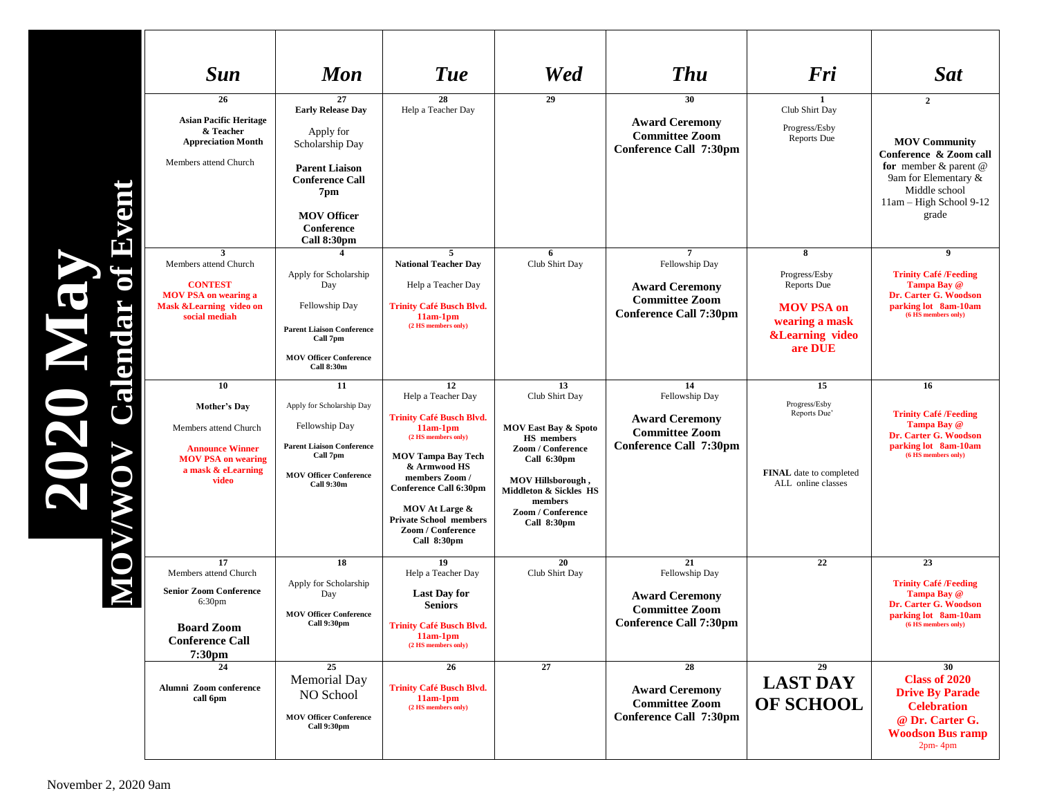# 2020 May

## MOV/WOV Calendar of Event

| Sun | Mon | Tue | Wed | Thu | Fri | Sat |
|---|---|---|---|---|---|---|
| **26**<br>**Asian Pacific Heritage & Teacher Appreciation Month**<br>Members attend Church | **27**<br>**Early Release Day**<br>Apply for Scholarship Day<br>**Parent Liaison Conference Call 7pm**<br>**MOV Officer Conference Call 8:30pm** | **28**<br>Help a Teacher Day | **29** | **30**<br>**Award Ceremony Committee Zoom Conference Call 7:30pm** | **1**<br>Club Shirt Day<br>Progress/Esby Reports Due | **2**<br>**MOV Community Conference & Zoom call for** member & parent @ 9am for Elementary & Middle school<br>11am – High School 9-12 grade |
| **3**<br>Members attend Church<br>**CONTEST**<br>**MOV PSA on wearing a Mask &Learning video on social mediah** | **4**<br>Apply for Scholarship Day<br>Fellowship Day<br>**Parent Liaison Conference Call 7pm**<br>**MOV Officer Conference Call 8:30m** | **5**<br>**National Teacher Day**<br>Help a Teacher Day<br>**Trinity Café Busch Blvd. 11am-1pm**<br>**(2 HS members only)** | **6**<br>Club Shirt Day | **7**<br>Fellowship Day<br>**Award Ceremony Committee Zoom Conference Call 7:30pm** | **8**<br>Progress/Esby Reports Due<br>**MOV PSA on wearing a mask &Learning video are DUE** | **9**<br>**Trinity Café /Feeding Tampa Bay @ Dr. Carter G. Woodson parking lot 8am-10am**<br>**(6 HS members only)** |
| **10**<br>**Mother's Day**<br>Members attend Church<br>**Announce Winner MOV PSA on wearing a mask & eLearning video** | **11**<br>Apply for Scholarship Day<br>Fellowship Day<br>**Parent Liaison Conference Call 7pm**<br>**MOV Officer Conference Call 9:30m** | **12**<br>Help a Teacher Day<br>**Trinity Café Busch Blvd. 11am-1pm**<br>**(2 HS members only)**<br>**MOV Tampa Bay Tech & Armwood HS members Zoom / Conference Call 6:30pm**<br>**MOV At Large & Private School members Zoom / Conference Call 8:30pm** | **13**<br>Club Shirt Day<br>**MOV East Bay & Spoto HS members Zoom / Conference Call 6:30pm**<br>**MOV Hillsborough , Middleton & Sickles HS members Zoom / Conference Call 8:30pm** | **14**<br>Fellowship Day<br>**Award Ceremony Committee Zoom Conference Call 7:30pm** | **15**<br>Progress/Esby Reports Due'<br>**FINAL** date to completed ALL online classes | **16**<br>**Trinity Café /Feeding Tampa Bay @ Dr. Carter G. Woodson parking lot 8am-10am**<br>**(6 HS members only)** |
| **17**<br>Members attend Church<br>**Senior Zoom Conference** 6:30pm<br>**Board Zoom Conference Call 7:30pm** | **18**<br>Apply for Scholarship Day<br>**MOV Officer Conference Call 9:30pm** | **19**<br>Help a Teacher Day<br>**Last Day for Seniors**<br>**Trinity Café Busch Blvd. 11am-1pm**<br>**(2 HS members only)** | **20**<br>Club Shirt Day | **21**<br>Fellowship Day<br>**Award Ceremony Committee Zoom Conference Call 7:30pm** | **22** | **23**<br>**Trinity Café /Feeding Tampa Bay @ Dr. Carter G. Woodson parking lot 8am-10am**<br>**(6 HS members only)** |
| **24**<br>**Alumni Zoom conference call 6pm** | **25**<br>Memorial Day<br>NO School<br>**MOV Officer Conference Call 9:30pm** | **26**<br>**Trinity Café Busch Blvd. 11am-1pm**<br>**(2 HS members only)** | **27** | **28**<br>**Award Ceremony Committee Zoom Conference Call 7:30pm** | **29**<br>**LAST DAY OF SCHOOL** | **30**<br>**Class of 2020 Drive By Parade Celebration @ Dr. Carter G. Woodson Bus ramp**<br>2pm- 4pm |

November 2, 2020 9am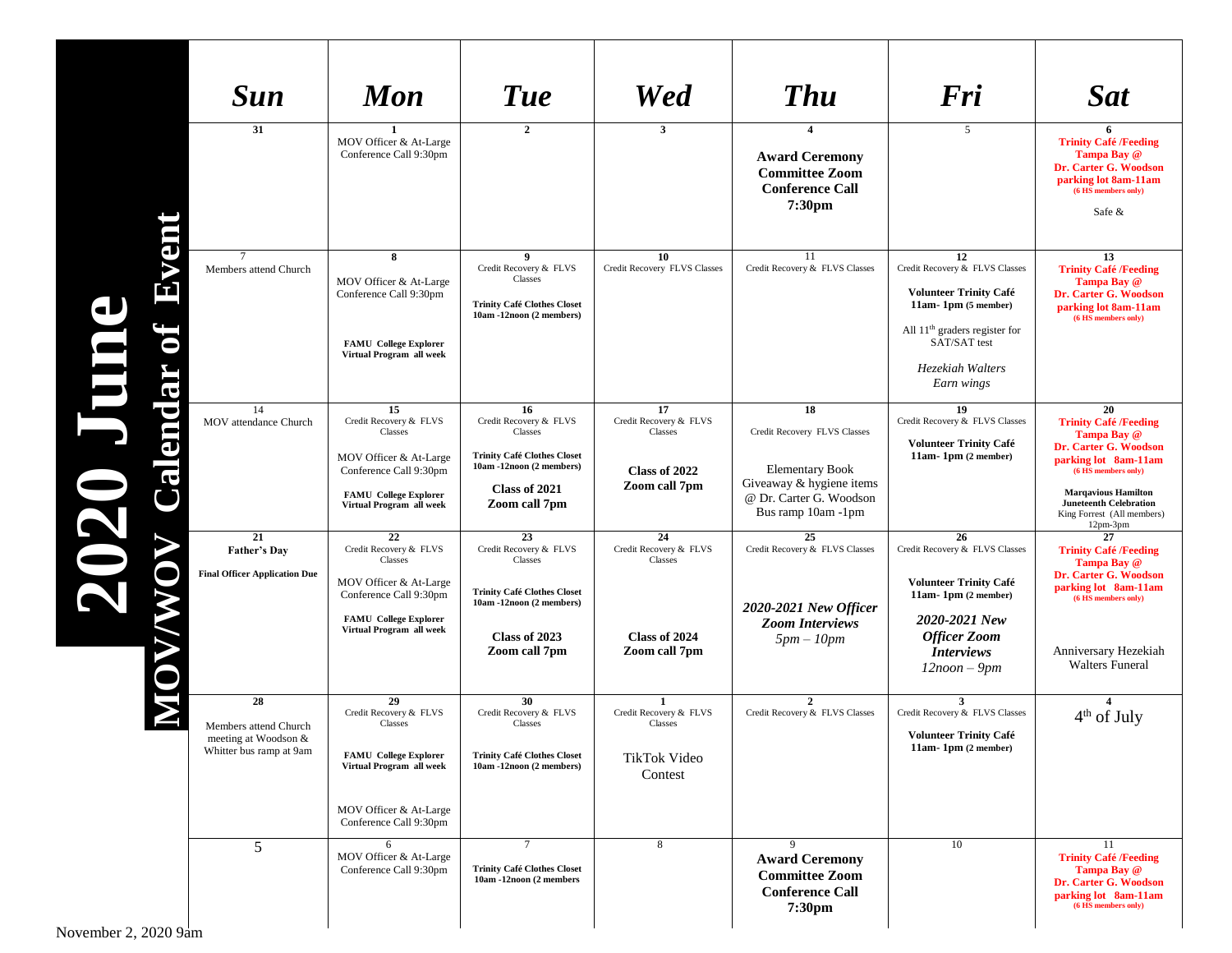# 2020 June

## MOV/WOV Calendar of Event

| Sun | Mon | Tue | Wed | Thu | Fri | Sat |
|---|---|---|---|---|---|---|
| 31 | 1 MOV Officer & At-Large Conference Call 9:30pm | 2 | 3 | 4 **Award Ceremony Committee Zoom Conference Call 7:30pm** | 5 | 6 **Trinity Café /Feeding Tampa Bay @ Dr. Carter G. Woodson parking lot 8am-11am (6 HS members only)** Safe & |
| 7 Members attend Church | 8 MOV Officer & At-Large Conference Call 9:30pm **FAMU College Explorer Virtual Program all week** | 9 Credit Recovery & FLVS Classes **Trinity Café Clothes Closet 10am -12noon (2 members)** | 10 Credit Recovery FLVS Classes | 11 Credit Recovery & FLVS Classes | 12 Credit Recovery & FLVS Classes **Volunteer Trinity Café 11am- 1pm (5 member)** All 11th graders register for SAT/SAT test *Hezekiah Walters Earn wings* | 13 **Trinity Café /Feeding Tampa Bay @ Dr. Carter G. Woodson parking lot 8am-11am (6 HS members only)** |
| 14 MOV attendance Church | 15 Credit Recovery & FLVS Classes MOV Officer & At-Large Conference Call 9:30pm **FAMU College Explorer Virtual Program all week** | 16 Credit Recovery & FLVS Classes **Trinity Café Clothes Closet 10am -12noon (2 members)** **Class of 2021 Zoom call 7pm** | 17 Credit Recovery & FLVS Classes **Class of 2022 Zoom call 7pm** | 18 Credit Recovery FLVS Classes Elementary Book Giveaway & hygiene items @ Dr. Carter G. Woodson Bus ramp 10am -1pm | 19 Credit Recovery & FLVS Classes **Volunteer Trinity Café 11am- 1pm (2 member)** | 20 **Trinity Café /Feeding Tampa Bay @ Dr. Carter G. Woodson parking lot 8am-11am (6 HS members only)** **Marqavious Hamilton Juneteenth Celebration** King Forrest (All members) 12pm-3pm |
| 21 **Father's Day** **Final Officer Application Due** | 22 Credit Recovery & FLVS Classes MOV Officer & At-Large Conference Call 9:30pm **FAMU College Explorer Virtual Program all week** | 23 Credit Recovery & FLVS Classes **Trinity Café Clothes Closet 10am -12noon (2 members)** **Class of 2023 Zoom call 7pm** | 24 Credit Recovery & FLVS Classes **Class of 2024 Zoom call 7pm** | 25 Credit Recovery & FLVS Classes ***2020-2021 New Officer Zoom Interviews*** *5pm – 10pm* | 26 Credit Recovery & FLVS Classes **Volunteer Trinity Café 11am- 1pm (2 member)** ***2020-2021 New Officer Zoom Interviews*** *12noon – 9pm* | 27 **Trinity Café /Feeding Tampa Bay @ Dr. Carter G. Woodson parking lot 8am-11am (6 HS members only)** Anniversary Hezekiah Walters Funeral |
| 28 Members attend Church meeting at Woodson & Whitter bus ramp at 9am | 29 Credit Recovery & FLVS Classes **FAMU College Explorer Virtual Program all week** MOV Officer & At-Large Conference Call 9:30pm | 30 Credit Recovery & FLVS Classes **Trinity Café Clothes Closet 10am -12noon (2 members)** | 1 Credit Recovery & FLVS Classes TikTok Video Contest | 2 Credit Recovery & FLVS Classes | 3 Credit Recovery & FLVS Classes **Volunteer Trinity Café 11am- 1pm (2 member)** | 4 4th of July |
| 5 | 6 MOV Officer & At-Large Conference Call 9:30pm | 7 **Trinity Café Clothes Closet 10am -12noon (2 members** | 8 | 9 **Award Ceremony Committee Zoom Conference Call 7:30pm** | 10 | 11 **Trinity Café /Feeding Tampa Bay @ Dr. Carter G. Woodson parking lot 8am-11am (6 HS members only)** |

November 2, 2020 9am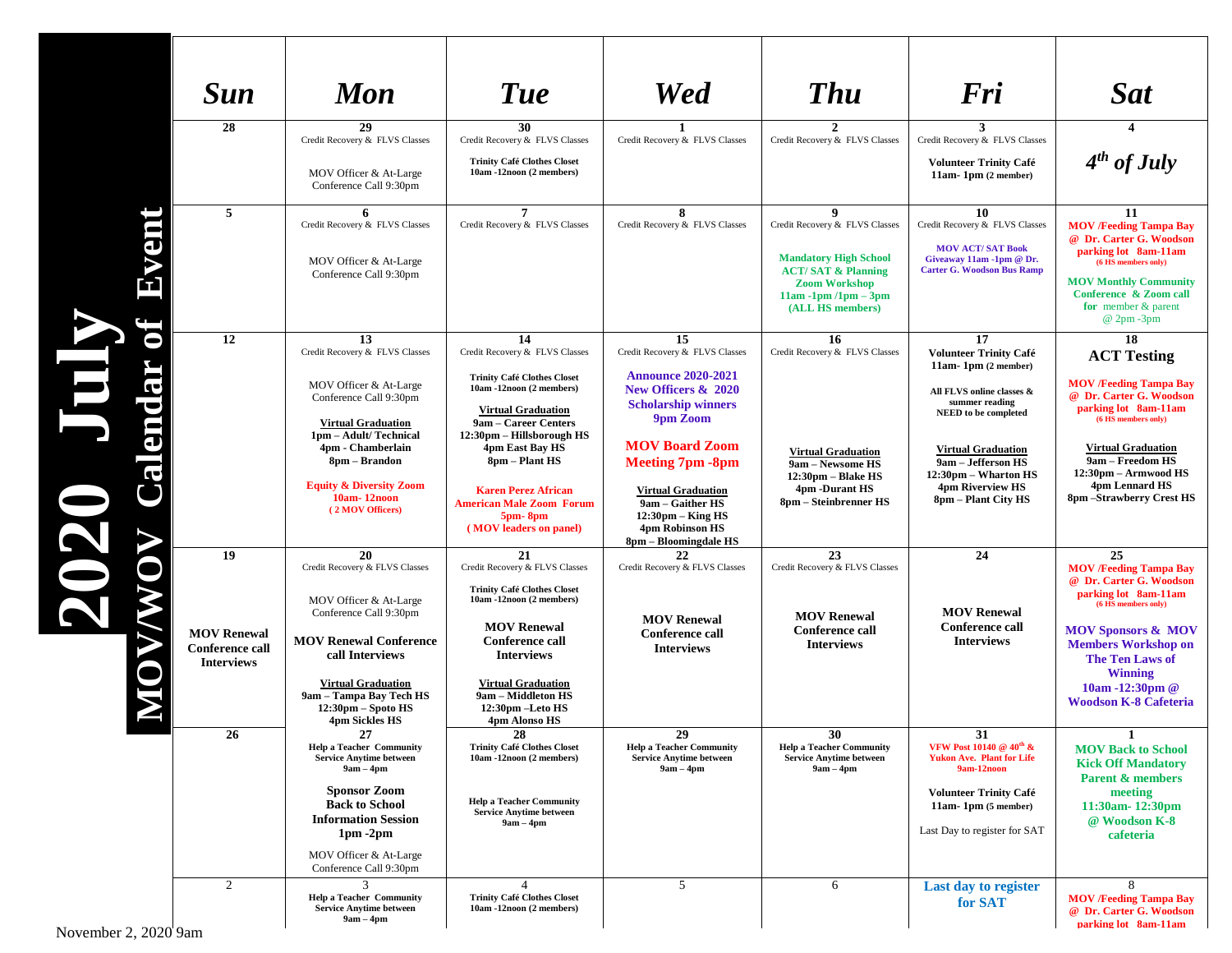# 2020 July MOV/WOV Calendar of Event

| Sun | Mon | Tue | Wed | Thu | Fri | Sat |
|---|---|---|---|---|---|---|
| 28 | 29<br>Credit Recovery & FLVS Classes<br><br>MOV Officer & At-Large Conference Call 9:30pm | 30<br>Credit Recovery & FLVS Classes<br><br>**Trinity Café Clothes Closet 10am -12noon (2 members)** | 1<br>Credit Recovery & FLVS Classes | 2<br>Credit Recovery & FLVS Classes | 3<br>Credit Recovery & FLVS Classes<br><br>**Volunteer Trinity Café 11am- 1pm (2 member)** | 4<br><br>***4th of July*** |
| 5 | 6<br>Credit Recovery & FLVS Classes<br><br>MOV Officer & At-Large Conference Call 9:30pm | 7<br>Credit Recovery & FLVS Classes | 8<br>Credit Recovery & FLVS Classes | 9<br>Credit Recovery & FLVS Classes<br><br>**Mandatory High School ACT/ SAT & Planning Zoom Workshop 11am -1pm /1pm – 3pm (ALL HS members)** | 10<br>Credit Recovery & FLVS Classes<br><br>**MOV ACT/ SAT Book Giveaway 11am -1pm @ Dr. Carter G. Woodson Bus Ramp** | 11<br>**MOV /Feeding Tampa Bay @ Dr. Carter G. Woodson parking lot 8am-11am (6 HS members only)**<br><br>**MOV Monthly Community Conference & Zoom call for** member & parent @ 2pm -3pm |
| 12 | 13<br>Credit Recovery & FLVS Classes<br><br>MOV Officer & At-Large Conference Call 9:30pm<br><br>**Virtual Graduation**<br>**1pm – Adult/ Technical**<br>**4pm - Chamberlain**<br>**8pm – Brandon**<br><br>**Equity & Diversity Zoom 10am- 12noon ( 2 MOV Officers)** | 14<br>Credit Recovery & FLVS Classes<br><br>**Trinity Café Clothes Closet 10am -12noon (2 members)**<br><br>**Virtual Graduation**<br>**9am – Career Centers**<br>**12:30pm – Hillsborough HS**<br>**4pm East Bay HS**<br>**8pm – Plant HS**<br><br>**Karen Perez African American Male Zoom Forum 5pm- 8pm ( MOV leaders on panel)** | 15<br>Credit Recovery & FLVS Classes<br><br>**Announce 2020-2021 New Officers & 2020 Scholarship winners 9pm Zoom**<br><br>**MOV Board Zoom Meeting 7pm -8pm**<br><br>**Virtual Graduation**<br>**9am – Gaither HS**<br>**12:30pm – King HS**<br>**4pm Robinson HS**<br>**8pm – Bloomingdale HS** | 16<br>Credit Recovery & FLVS Classes<br><br>**Virtual Graduation**<br>**9am – Newsome HS**<br>**12:30pm – Blake HS**<br>**4pm -Durant HS**<br>**8pm – Steinbrenner HS** | 17<br>**Volunteer Trinity Café 11am- 1pm (2 member)**<br><br>**All FLVS online classes & summer reading NEED to be completed**<br><br>**Virtual Graduation**<br>**9am – Jefferson HS**<br>**12:30pm – Wharton HS**<br>**4pm Riverview HS**<br>**8pm – Plant City HS** | 18<br>**ACT Testing**<br><br>**MOV /Feeding Tampa Bay @ Dr. Carter G. Woodson parking lot 8am-11am (6 HS members only)**<br><br>**Virtual Graduation**<br>**9am – Freedom HS**<br>**12:30pm – Armwood HS**<br>**4pm Lennard HS**<br>**8pm –Strawberry Crest HS** |
| 19<br><br>**MOV Renewal Conference call Interviews** | 20<br>Credit Recovery & FLVS Classes<br><br>MOV Officer & At-Large Conference Call 9:30pm<br><br>**MOV Renewal Conference call Interviews**<br><br>**Virtual Graduation**<br>**9am – Tampa Bay Tech HS**<br>**12:30pm – Spoto HS**<br>**4pm Sickles HS** | 21<br>Credit Recovery & FLVS Classes<br><br>**Trinity Café Clothes Closet 10am -12noon (2 members)**<br><br>**MOV Renewal Conference call Interviews**<br><br>**Virtual Graduation**<br>**9am – Middleton HS**<br>**12:30pm –Leto HS**<br>**4pm Alonso HS** | 22<br>Credit Recovery & FLVS Classes<br><br>**MOV Renewal Conference call Interviews** | 23<br>Credit Recovery & FLVS Classes<br><br>**MOV Renewal Conference call Interviews** | 24<br><br>**MOV Renewal Conference call Interviews** | 25<br>**MOV /Feeding Tampa Bay @ Dr. Carter G. Woodson parking lot 8am-11am (6 HS members only)**<br><br>**MOV Sponsors & MOV Members Workshop on The Ten Laws of Winning 10am -12:30pm @ Woodson K-8 Cafeteria** |
| 26 | 27<br>**Help a Teacher Community Service Anytime between 9am – 4pm**<br><br>**Sponsor Zoom Back to School Information Session 1pm -2pm**<br><br>MOV Officer & At-Large Conference Call 9:30pm | 28<br>**Trinity Café Clothes Closet 10am -12noon (2 members)**<br><br>**Help a Teacher Community Service Anytime between 9am – 4pm** | 29<br>**Help a Teacher Community Service Anytime between 9am – 4pm** | 30<br>**Help a Teacher Community Service Anytime between 9am – 4pm** | 31<br>**VFW Post 10140 @ 40th & Yukon Ave. Plant for Life 9am-12noon**<br><br>**Volunteer Trinity Café 11am- 1pm (5 member)**<br><br>Last Day to register for SAT | 1<br>**MOV Back to School Kick Off Mandatory Parent & members meeting 11:30am- 12:30pm @ Woodson K-8 cafeteria** |
| 2 | 3<br>**Help a Teacher Community Service Anytime between 9am – 4pm** | 4<br>**Trinity Café Clothes Closet 10am -12noon (2 members)** | 5 | 6 | **Last day to register for SAT** | 8<br>**MOV /Feeding Tampa Bay @ Dr. Carter G. Woodson parking lot 8am-11am** |

November 2, 2020 9am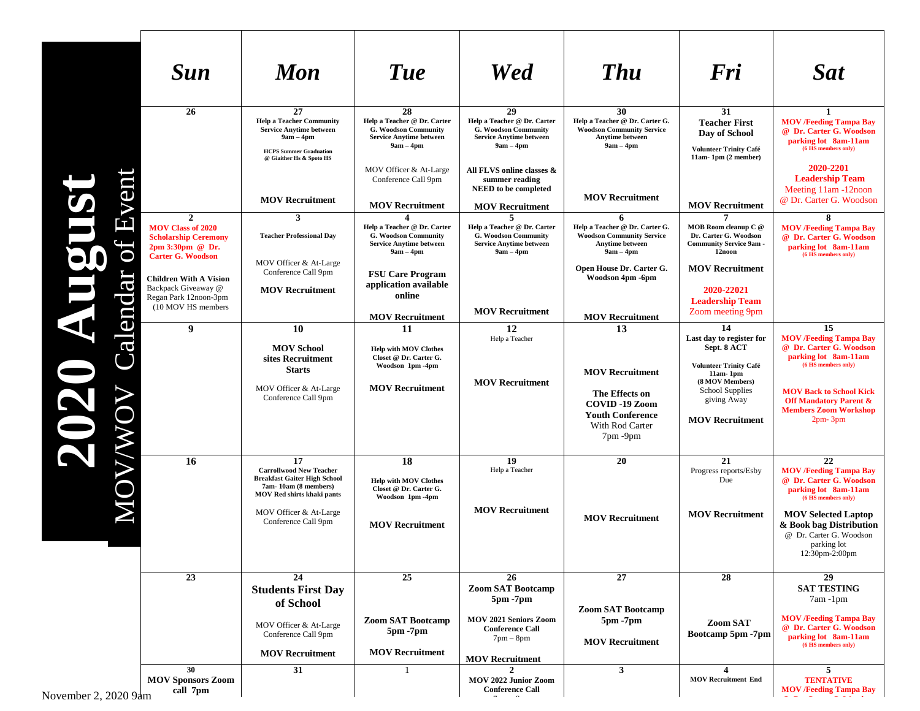# 2020 August

## MOV/WOV Calendar of Event

| Sun | Mon | Tue | Wed | Thu | Fri | Sat |
|---|---|---|---|---|---|---|
| 26 | 27<br>Help a Teacher Community Service Anytime between 9am – 4pm<br>HCPS Summer Graduation @ Giaither Hs & Spoto HS<br>MOV Recruitment | 28<br>Help a Teacher @ Dr. Carter G. Woodson Community Service Anytime between 9am – 4pm<br>MOV Officer & At-Large Conference Call 9pm<br>MOV Recruitment | 29<br>Help a Teacher @ Dr. Carter G. Woodson Community Service Anytime between 9am – 4pm<br>All FLVS online classes & summer reading NEED to be completed<br>MOV Recruitment | 30<br>Help a Teacher @ Dr. Carter G. Woodson Community Service Anytime between 9am – 4pm<br>MOV Recruitment | 31<br>Teacher First Day of School<br>Volunteer Trinity Café 11am- 1pm (2 member)<br>MOV Recruitment | 1<br>MOV /Feeding Tampa Bay @ Dr. Carter G. Woodson parking lot 8am-11am (6 HS members only)<br>2020-2201 Leadership Team Meeting 11am -12noon @ Dr. Carter G. Woodson |
| 2<br>MOV Class of 2020 Scholarship Ceremony 2pm 3:30pm @ Dr. Carter G. Woodson<br>Children With A Vision Backpack Giveaway @ Regan Park 12noon-3pm (10 MOV HS members | 3<br>Teacher Professional Day<br>MOV Officer & At-Large Conference Call 9pm<br>MOV Recruitment | 4<br>Help a Teacher @ Dr. Carter G. Woodson Community Service Anytime between 9am – 4pm<br>FSU Care Program application available online<br>MOV Recruitment | 5<br>Help a Teacher @ Dr. Carter G. Woodson Community Service Anytime between 9am – 4pm<br>MOV Recruitment | 6<br>Help a Teacher @ Dr. Carter G. Woodson Community Service Anytime between 9am – 4pm<br>Open House Dr. Carter G. Woodson 4pm -6pm<br>MOV Recruitment | 7<br>MOB Room cleanup C @ Dr. Carter G. Woodson Community Service 9am - 12noon<br>MOV Recruitment<br>2020-22021 Leadership Team Zoom meeting 9pm | 8<br>MOV /Feeding Tampa Bay @ Dr. Carter G. Woodson parking lot 8am-11am (6 HS members only) |
| 9 | 10<br>MOV School sites Recruitment Starts<br>MOV Officer & At-Large Conference Call 9pm | 11<br>Help with MOV Clothes Closet @ Dr. Carter G. Woodson 1pm -4pm<br>MOV Recruitment | 12<br>Help a Teacher<br>MOV Recruitment | 13<br>MOV Recruitment<br>The Effects on COVID -19 Zoom Youth Conference With Rod Carter 7pm -9pm | 14<br>Last day to register for Sept. 8 ACT<br>Volunteer Trinity Café 11am- 1pm (8 MOV Members)<br>School Supplies giving Away<br>MOV Recruitment | 15<br>MOV /Feeding Tampa Bay @ Dr. Carter G. Woodson parking lot 8am-11am (6 HS members only)<br>MOV Back to School Kick Off Mandatory Parent & Members Zoom Workshop 2pm- 3pm |
| 16 | 17<br>Carrollwood New Teacher Breakfast Gaiter High School 7am- 10am (8 members) MOV Red shirts khaki pants<br>MOV Officer & At-Large Conference Call 9pm | 18<br>Help with MOV Clothes Closet @ Dr. Carter G. Woodson 1pm -4pm<br>MOV Recruitment | 19<br>Help a Teacher<br>MOV Recruitment | 20<br>MOV Recruitment | 21<br>Progress reports/Esby Due<br>MOV Recruitment | 22<br>MOV /Feeding Tampa Bay @ Dr. Carter G. Woodson parking lot 8am-11am (6 HS members only)<br>MOV Selected Laptop & Book bag Distribution @ Dr. Carter G. Woodson parking lot 12:30pm-2:00pm |
| 23 | 24<br>Students First Day of School<br>MOV Officer & At-Large Conference Call 9pm<br>MOV Recruitment | 25<br>Zoom SAT Bootcamp 5pm -7pm<br>MOV Recruitment | 26<br>Zoom SAT Bootcamp 5pm -7pm<br>MOV 2021 Seniors Zoom Conference Call 7pm – 8pm<br>MOV Recruitment | 27<br>Zoom SAT Bootcamp 5pm -7pm<br>MOV Recruitment | 28<br>Zoom SAT Bootcamp 5pm -7pm | 29<br>SAT TESTING 7am -1pm<br>MOV /Feeding Tampa Bay @ Dr. Carter G. Woodson parking lot 8am-11am (6 HS members only) |
| 30<br>MOV Sponsors Zoom call 7pm | 31 | 1 | 2<br>MOV 2022 Junior Zoom Conference Call | 3 | 4<br>MOV Recruitment End | 5<br>TENTATIVE<br>MOV /Feeding Tampa Bay |

November 2, 2020 9am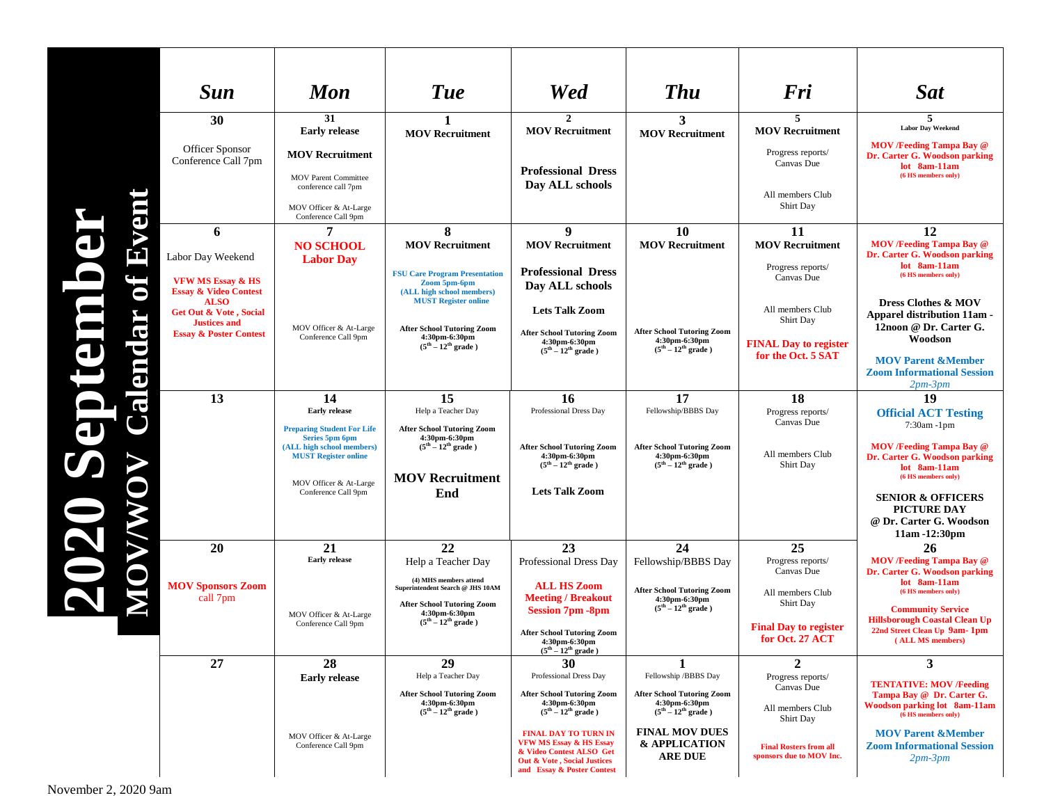# 2020 September
## MOV/WOV Calendar of Event

| Sun | Mon | Tue | Wed | Thu | Fri | Sat |
|---|---|---|---|---|---|---|
| **30**<br>Officer Sponsor Conference Call 7pm | **31**<br>**Early release**<br>**MOV Recruitment**<br>MOV Parent Committee conference call 7pm<br>MOV Officer & At-Large Conference Call 9pm | **1**<br>**MOV Recruitment** | **2**<br>**MOV Recruitment**<br>**Professional Dress Day ALL schools** | **3**<br>**MOV Recruitment** | **5**<br>**MOV Recruitment**<br>Progress reports/ Canvas Due<br>All members Club Shirt Day | **5**<br>**Labor Day Weekend**<br>**MOV /Feeding Tampa Bay @ Dr. Carter G. Woodson parking lot 8am-11am**<br>**(6 HS members only)** |
| **6**<br>Labor Day Weekend<br>**VFW MS Essay & HS Essay & Video Contest ALSO Get Out & Vote , Social Justices and Essay & Poster Contest** | **7**<br>**NO SCHOOL Labor Day**<br>MOV Officer & At-Large Conference Call 9pm | **8**<br>**MOV Recruitment**<br>**FSU Care Program Presentation Zoom 5pm-6pm (ALL high school members) MUST Register online**<br>**After School Tutoring Zoom 4:30pm-6:30pm ($5^{th}$ – $12^{th}$ grade )** | **9**<br>**MOV Recruitment**<br>**Professional Dress Day ALL schools**<br>**Lets Talk Zoom**<br>**After School Tutoring Zoom 4:30pm-6:30pm ($5^{th}$ – $12^{th}$ grade )** | **10**<br>**MOV Recruitment**<br>**After School Tutoring Zoom 4:30pm-6:30pm ($5^{th}$ – $12^{th}$ grade )** | **11**<br>**MOV Recruitment**<br>Progress reports/ Canvas Due<br>All members Club Shirt Day<br>**FINAL Day to register for the Oct. 5 SAT** | **12**<br>**MOV /Feeding Tampa Bay @ Dr. Carter G. Woodson parking lot 8am-11am (6 HS members only)**<br>**Dress Clothes & MOV Apparel distribution 11am -12noon @ Dr. Carter G. Woodson**<br>**MOV Parent &Member Zoom Informational Session** *2pm-3pm* |
| **13** | **14**<br>**Early release**<br>**Preparing Student For Life Series 5pm 6pm (ALL high school members) MUST Register online**<br>MOV Officer & At-Large Conference Call 9pm | **15**<br>Help a Teacher Day<br>**After School Tutoring Zoom 4:30pm-6:30pm ($5^{th}$ – $12^{th}$ grade )**<br>**MOV Recruitment End** | **16**<br>Professional Dress Day<br>**After School Tutoring Zoom 4:30pm-6:30pm ($5^{th}$ – $12^{th}$ grade )**<br>**Lets Talk Zoom** | **17**<br>Fellowship/BBBS Day<br>**After School Tutoring Zoom 4:30pm-6:30pm ($5^{th}$ – $12^{th}$ grade )** | **18**<br>Progress reports/ Canvas Due<br>All members Club Shirt Day | **19**<br>**Official ACT Testing**<br>7:30am -1pm<br>**MOV /Feeding Tampa Bay @ Dr. Carter G. Woodson parking lot 8am-11am (6 HS members only)**<br>**SENIOR & OFFICERS PICTURE DAY @ Dr. Carter G. Woodson 11am -12:30pm** |
| **20**<br>**MOV Sponsors Zoom** call 7pm | **21**<br>**Early release**<br>MOV Officer & At-Large Conference Call 9pm | **22**<br>Help a Teacher Day<br>**(4) MHS members attend Superintendent Search @ JHS 10AM**<br>**After School Tutoring Zoom 4:30pm-6:30pm ($5^{th}$ – $12^{th}$ grade )** | **23**<br>Professional Dress Day<br>**ALL HS Zoom Meeting / Breakout Session 7pm -8pm**<br>**After School Tutoring Zoom 4:30pm-6:30pm ($5^{th}$ – $12^{th}$ grade )** | **24**<br>Fellowship/BBBS Day<br>**After School Tutoring Zoom 4:30pm-6:30pm ($5^{th}$ – $12^{th}$ grade )** | **25**<br>Progress reports/ Canvas Due<br>All members Club Shirt Day<br>**Final Day to register for Oct. 27 ACT** | **26**<br>**MOV /Feeding Tampa Bay @ Dr. Carter G. Woodson parking lot 8am-11am (6 HS members only)**<br>**Community Service Hillsborough Coastal Clean Up 22nd Street Clean Up 9am- 1pm ( ALL MS members)** |
| **27** | **28**<br>**Early release**<br>MOV Officer & At-Large Conference Call 9pm | **29**<br>Help a Teacher Day<br>**After School Tutoring Zoom 4:30pm-6:30pm ($5^{th}$ – $12^{th}$ grade )** | **30**<br>Professional Dress Day<br>**After School Tutoring Zoom 4:30pm-6:30pm ($5^{th}$ – $12^{th}$ grade )**<br>**FINAL DAY TO TURN IN VFW MS Essay & HS Essay & Video Contest ALSO Get Out & Vote , Social Justices and Essay & Poster Contest** | **1**<br>Fellowship /BBBS Day<br>**After School Tutoring Zoom 4:30pm-6:30pm ($5^{th}$ – $12^{th}$ grade )**<br>**FINAL MOV DUES & APPLICATION ARE DUE** | **2**<br>Progress reports/ Canvas Due<br>All members Club Shirt Day<br>**Final Rosters from all sponsors due to MOV Inc.** | **3**<br>**TENTATIVE: MOV /Feeding Tampa Bay @ Dr. Carter G. Woodson parking lot 8am-11am (6 HS members only)**<br>**MOV Parent &Member Zoom Informational Session** *2pm-3pm* |

November 2, 2020 9am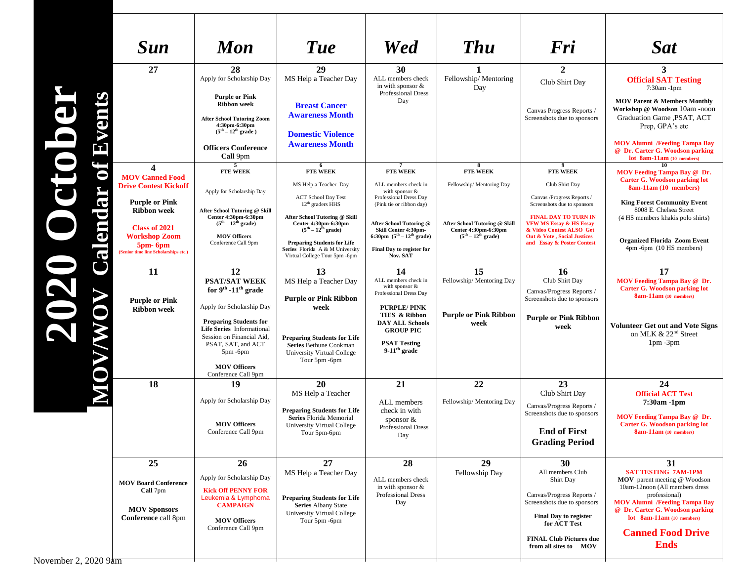# 2020 October

## MOV/WOV Calendar of Events

| Sun | Mon | Tue | Wed | Thu | Fri | Sat |
|---|---|---|---|---|---|---|
| **27** | **28**<br>Apply for Scholarship Day<br><br>**Purple or Pink Ribbon week**<br><br>**After School Tutoring Zoom 4:30pm-6:30pm ($5^{th}$ – $12^{th}$ grade )**<br><br>**Officers Conference Call** 9pm | **29**<br>MS Help a Teacher Day<br><br>**Breast Cancer Awareness Month**<br><br>**Domestic Violence Awareness Month** | **30**<br>ALL members check in with sponsor & Professional Dress Day | **1**<br>Fellowship/ Mentoring Day | **2**<br>Club Shirt Day<br><br>Canvas Progress Reports / Screenshots due to sponsors | **3**<br>**Official SAT Testing**<br>7:30am -1pm<br><br>**MOV Parent & Members Monthly Workshop @ Woodson** 10am -noon Graduation Game ,PSAT, ACT Prep, GPA's etc<br><br>**MOV Alumni /Feeding Tampa Bay @ Dr. Carter G. Woodson parking lot 8am-11am (10 members)** |
| **4**<br>**MOV Canned Food Drive Contest Kickoff**<br><br>**Purple or Pink Ribbon week**<br><br>**Class of 2021 Workshop Zoom 5pm- 6pm (Senior time line Scholarships etc.)** | **5**<br>**FTE WEEK**<br><br>Apply for Scholarship Day<br><br>**After School Tutoring @ Skill Center 4:30pm-6:30pm ($5^{th}$ – $12^{th}$ grade)**<br><br>**MOV Officers** Conference Call 9pm | **6**<br>**FTE WEEK**<br><br>MS Help a Teacher Day<br><br>ACT School Day Test $12^{th}$ graders HHS<br><br>**After School Tutoring @ Skill Center 4:30pm-6:30pm ($5^{th}$ – $12^{th}$ grade)**<br><br>**Preparing Students for Life Series** Florida A & M University Virtual College Tour 5pm -6pm | **7**<br>**FTE WEEK**<br><br>ALL members check in with sponsor & Professional Dress Day (Pink tie or ribbon day)<br><br>**After School Tutoring @ Skill Center 4:30pm-6:30pm ($5^{th}$ – $12^{th}$ grade)**<br><br>**Final Day to register for Nov. SAT** | **8**<br>**FTE WEEK**<br><br>Fellowship/ Mentoring Day<br><br>**After School Tutoring @ Skill Center 4:30pm-6:30pm ($5^{th}$ – $12^{th}$ grade)** | **9**<br>**FTE WEEK**<br><br>Club Shirt Day<br><br>Canvas /Progress Reports / Screenshots due to sponsors<br><br>**FINAL DAY TO TURN IN VFW MS Essay & HS Essay & Video Contest ALSO Get Out & Vote , Social Justices and Essay & Poster Contest** | **10**<br>**MOV Feeding Tampa Bay @ Dr. Carter G. Woodson parking lot 8am-11am (10 members)**<br><br>**King Forest Community Event** 8008 E. Chelsea Street (4 HS members khakis polo shirts)<br><br>**Organized Florida Zoom Event** 4pm -6pm (10 HS members) |
| **11**<br><br>**Purple or Pink Ribbon week** | **12**<br>**PSAT/SAT WEEK for $9^{th}$ -$11^{th}$ grade**<br><br>Apply for Scholarship Day<br><br>**Preparing Students for Life Series** Informational Session on Financial Aid, PSAT, SAT, and ACT 5pm -6pm<br><br>**MOV Officers** Conference Call 9pm | **13**<br>MS Help a Teacher Day<br><br>**Purple or Pink Ribbon week**<br><br>**Preparing Students for Life Series** Bethune Cookman University Virtual College Tour 5pm -6pm | **14**<br>ALL members check in with sponsor & Professional Dress Day<br><br>**PURPLE/ PINK TIES & Ribbon DAY ALL Schools GROUP PIC**<br><br>**PSAT Testing $9$-$11^{th}$ grade** | **15**<br>Fellowship/ Mentoring Day<br><br>**Purple or Pink Ribbon week** | **16**<br>Club Shirt Day<br><br>Canvas/Progress Reports / Screenshots due to sponsors<br><br>**Purple or Pink Ribbon week** | **17**<br>**MOV Feeding Tampa Bay @ Dr. Carter G. Woodson parking lot 8am-11am (10 members)**<br><br>**Volunteer Get out and Vote Signs** on MLK & $22^{nd}$ Street 1pm -3pm |
| **18** | **19**<br><br>Apply for Scholarship Day<br><br>**MOV Officers** Conference Call 9pm | **20**<br>MS Help a Teacher<br><br>**Preparing Students for Life Series** Florida Memorial University Virtual College Tour 5pm-6pm | **21**<br><br>ALL members check in with sponsor & Professional Dress Day | **22**<br><br>Fellowship/ Mentoring Day | **23**<br>Club Shirt Day<br><br>Canvas/Progress Reports / Screenshots due to sponsors<br><br>**End of First Grading Period** | **24**<br>**Official ACT Test**<br>**7:30am -1pm**<br><br>**MOV Feeding Tampa Bay @ Dr. Carter G. Woodson parking lot 8am-11am (10 members)** |
| **25**<br><br>**MOV Board Conference Call** 7pm<br><br>**MOV Sponsors Conference** call 8pm | **26**<br>Apply for Scholarship Day<br><br>**Kick Off PENNY FOR** Leukemia & Lymphoma **CAMPAIGN**<br><br>**MOV Officers** Conference Call 9pm | **27**<br>MS Help a Teacher Day<br><br>**Preparing Students for Life Series** Albany State University Virtual College Tour 5pm -6pm | **28**<br><br>ALL members check in with sponsor & Professional Dress Day | **29**<br>Fellowship Day | **30**<br>All members Club Shirt Day<br><br>Canvas/Progress Reports / Screenshots due to sponsors<br><br>**Final Day to register for ACT Test**<br><br>**FINAL Club Pictures due from all sites to MOV** | **31**<br>**SAT TESTING 7AM-1PM**<br>**MOV** parent meeting @ Woodson 10am-12noon (All members dress professional)<br>**MOV Alumni /Feeding Tampa Bay @ Dr. Carter G. Woodson parking lot 8am-11am (10 members)**<br><br>**Canned Food Drive Ends** |

November 2, 2020 9am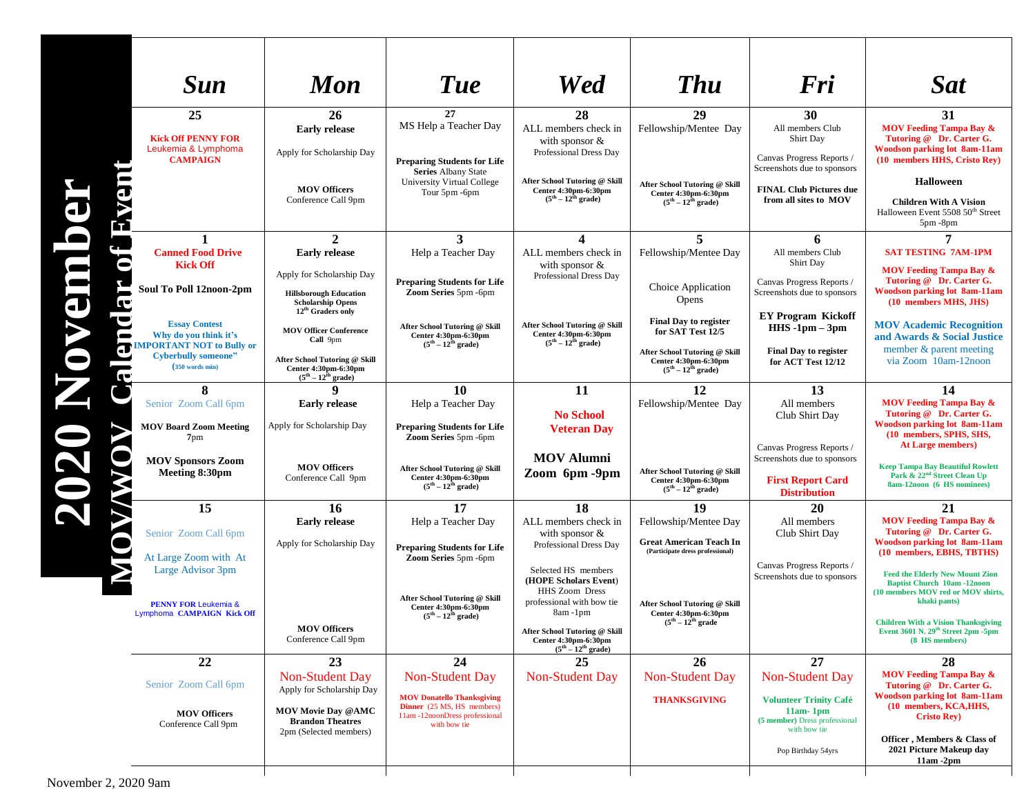# 2020 November

## MOV/WOV Calendar of Event

| Sun | Mon | Tue | Wed | Thu | Fri | Sat |
|---|---|---|---|---|---|---|
| **25**<br>**Kick Off PENNY FOR** Leukemia & Lymphoma **CAMPAIGN** | **26**<br>**Early release**<br>Apply for Scholarship Day<br>**MOV Officers** Conference Call 9pm | **27**<br>MS Help a Teacher Day<br>**Preparing Students for Life Series** Albany State University Virtual College Tour 5pm -6pm | **28**<br>ALL members check in with sponsor & Professional Dress Day<br>**After School Tutoring @ Skill Center 4:30pm-6:30pm (5th – 12th grade)** | **29**<br>Fellowship/Mentee Day<br>**After School Tutoring @ Skill Center 4:30pm-6:30pm (5th – 12th grade)** | **30**<br>All members Club Shirt Day<br>Canvas Progress Reports / Screenshots due to sponsors<br>**FINAL Club Pictures due from all sites to MOV** | **31**<br>**MOV Feeding Tampa Bay & Tutoring @ Dr. Carter G. Woodson parking lot 8am-11am (10 members HHS, Cristo Rey)**<br>**Halloween**<br>**Children With A Vision** Halloween Event 5508 50th Street 5pm -8pm |
| **1**<br>**Canned Food Drive Kick Off**<br>**Soul To Poll 12noon-2pm**<br>**Essay Contest Why do you think it's IMPORTANT NOT to Bully or Cyberbully someone"** (350 words min) | **2**<br>**Early release**<br>Apply for Scholarship Day<br>**Hillsborough Education Scholarship Opens 12th Graders only**<br>**MOV Officer Conference Call** 9pm<br>**After School Tutoring @ Skill Center 4:30pm-6:30pm (5th – 12th grade)** | **3**<br>Help a Teacher Day<br>**Preparing Students for Life Zoom Series** 5pm -6pm<br>**After School Tutoring @ Skill Center 4:30pm-6:30pm (5th – 12th grade)** | **4**<br>ALL members check in with sponsor & Professional Dress Day<br>**After School Tutoring @ Skill Center 4:30pm-6:30pm (5th – 12th grade)** | **5**<br>Fellowship/Mentee Day<br>Choice Application Opens<br>**Final Day to register for SAT Test 12/5**<br>**After School Tutoring @ Skill Center 4:30pm-6:30pm (5th – 12th grade)** | **6**<br>All members Club Shirt Day<br>Canvas Progress Reports / Screenshots due to sponsors<br>**EY Program Kickoff HHS -1pm – 3pm**<br>**Final Day to register for ACT Test 12/12** | **7**<br>**SAT TESTING 7AM-1PM**<br>**MOV Feeding Tampa Bay & Tutoring @ Dr. Carter G. Woodson parking lot 8am-11am (10 members MHS, JHS)**<br>**MOV Academic Recognition and Awards & Social Justice** member & parent meeting via Zoom 10am-12noon |
| **8**<br>Senior Zoom Call 6pm<br>**MOV Board Zoom Meeting** 7pm<br>**MOV Sponsors Zoom Meeting 8:30pm** | **9**<br>**Early release**<br>Apply for Scholarship Day<br>**MOV Officers** Conference Call 9pm | **10**<br>Help a Teacher Day<br>**Preparing Students for Life Zoom Series** 5pm -6pm<br>**After School Tutoring @ Skill Center 4:30pm-6:30pm (5th – 12th grade)** | **11**<br>**No School Veteran Day**<br>**MOV Alumni Zoom 6pm -9pm** | **12**<br>Fellowship/Mentee Day<br>**After School Tutoring @ Skill Center 4:30pm-6:30pm (5th – 12th grade)** | **13**<br>All members Club Shirt Day<br>Canvas Progress Reports / Screenshots due to sponsors<br>**First Report Card Distribution** | **14**<br>**MOV Feeding Tampa Bay & Tutoring @ Dr. Carter G. Woodson parking lot 8am-11am (10 members, SPHS, SHS, At Large members)**<br>**Keep Tampa Bay Beautiful Rowlett Park & 22nd Street Clean Up 8am-12noon (6 HS nominees)** |
| **15**<br>Senior Zoom Call 6pm<br>At Large Zoom with At Large Advisor 3pm<br>**PENNY FOR** Leukemia & Lymphoma **CAMPAIGN Kick Off** | **16**<br>**Early release**<br>Apply for Scholarship Day<br>**MOV Officers** Conference Call 9pm | **17**<br>Help a Teacher Day<br>**Preparing Students for Life Zoom Series** 5pm -6pm<br>**After School Tutoring @ Skill Center 4:30pm-6:30pm (5th – 12th grade)** | **18**<br>ALL members check in with sponsor & Professional Dress Day<br>Selected HS members **(HOPE Scholars Event)** HHS Zoom Dress professional with bow tie 8am -1pm<br>**After School Tutoring @ Skill Center 4:30pm-6:30pm (5th – 12th grade)** | **19**<br>Fellowship/Mentee Day<br>**Great American Teach In (Participate dress professional)**<br>**After School Tutoring @ Skill Center 4:30pm-6:30pm (5th – 12th grade** | **20**<br>All members Club Shirt Day<br>Canvas Progress Reports / Screenshots due to sponsors | **21**<br>**MOV Feeding Tampa Bay & Tutoring @ Dr. Carter G. Woodson parking lot 8am-11am (10 members, EBHS, TBTHS)**<br>**Feed the Elderly New Mount Zion Baptist Church 10am -12noon (10 members MOV red or MOV shirts, khaki pants)**<br>**Children With a Vision Thanksgiving Event 3601 N. 29th Street 2pm -5pm (8 HS members)** |
| **22**<br>Senior Zoom Call 6pm<br>**MOV Officers** Conference Call 9pm | **23**<br>Non-Student Day<br>Apply for Scholarship Day<br>**MOV Movie Day @AMC Brandon Theatres** 2pm (Selected members) | **24**<br>Non-Student Day<br>**MOV Donatello Thanksgiving Dinner** (25 MS, HS members) 11am -12noonDress professional with bow tie | **25**<br>Non-Student Day | **26**<br>Non-Student Day<br>**THANKSGIVING** | **27**<br>Non-Student Day<br>**Volunteer Trinity Café 11am- 1pm (5 member)** Dress professional with bow tie<br>Pop Birthday 54yrs | **28**<br>**MOV Feeding Tampa Bay & Tutoring @ Dr. Carter G. Woodson parking lot 8am-11am (10 members, KCA,HHS, Cristo Rey)**<br>**Officer , Members & Class of 2021 Picture Makeup day 11am -2pm** |

November 2, 2020 9am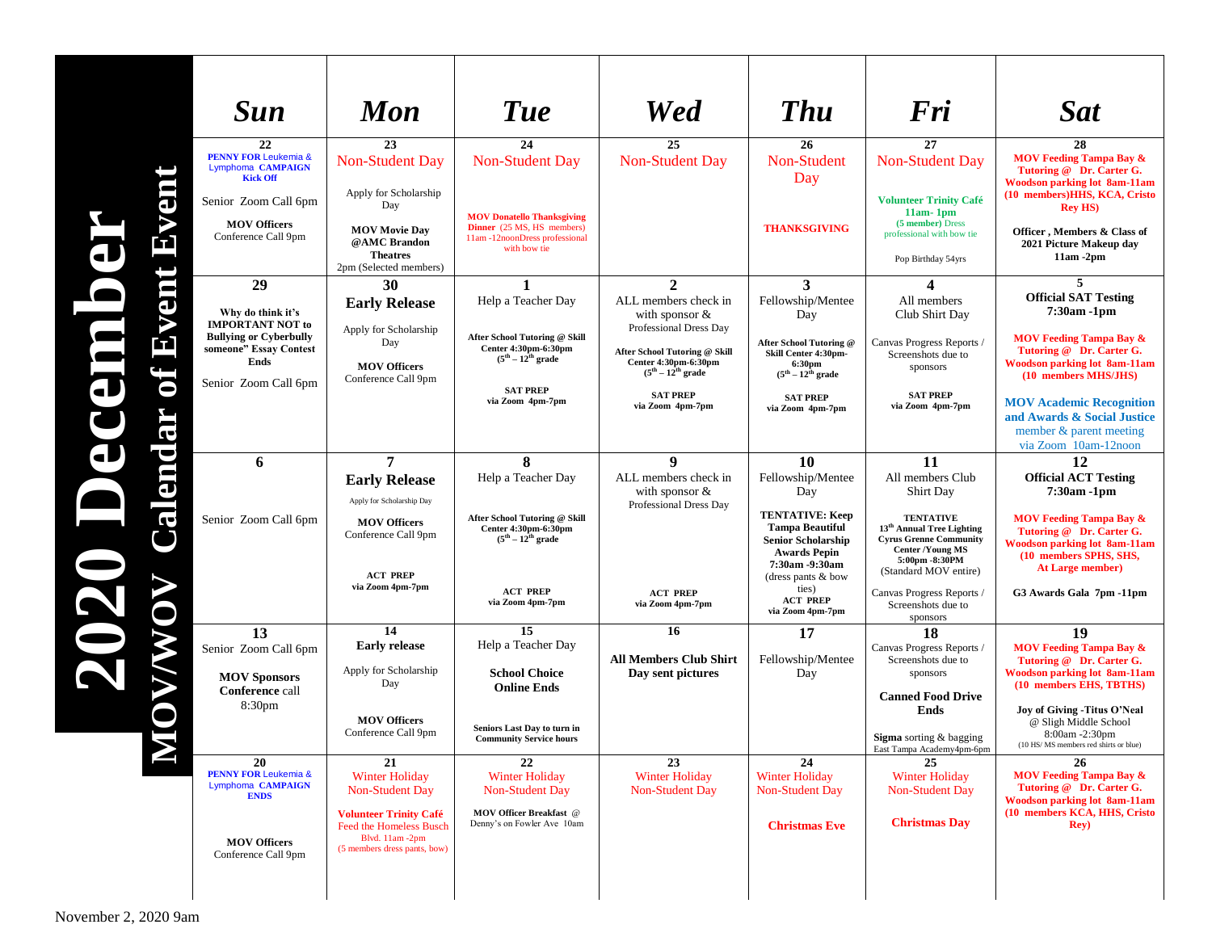# 2020 December

## MOV/WOV Calendar of Event Event

| Sun | Mon | Tue | Wed | Thu | Fri | Sat |
|---|---|---|---|---|---|---|
| **22** **PENNY FOR** Leukemia & Lymphoma **CAMPAIGN Kick Off** Senior Zoom Call 6pm **MOV Officers** Conference Call 9pm | **23** Non-Student Day Apply for Scholarship Day **MOV Movie Day @AMC Brandon Theatres** 2pm (Selected members) | **24** Non-Student Day **MOV Donatello Thanksgiving Dinner** (25 MS, HS members) 11am -12noonDress professional with bow tie | **25** Non-Student Day | **26** Non-Student Day **THANKSGIVING** | **27** Non-Student Day **Volunteer Trinity Café 11am- 1pm** **(5 member)** Dress professional with bow tie Pop Birthday 54yrs | **28** **MOV Feeding Tampa Bay & Tutoring @ Dr. Carter G. Woodson parking lot 8am-11am (10 members)HHS, KCA, Cristo Rey HS)** **Officer , Members & Class of 2021 Picture Makeup day 11am -2pm** |
| **29** **Why do think it's IMPORTANT NOT to Bullying or Cyberbully someone" Essay Contest Ends** Senior Zoom Call 6pm | **30** **Early Release** Apply for Scholarship Day **MOV Officers** Conference Call 9pm | **1** Help a Teacher Day **After School Tutoring @ Skill Center 4:30pm-6:30pm** **($5^{th}$ – $12^{th}$ grade** **SAT PREP via Zoom 4pm-7pm** | **2** ALL members check in with sponsor & Professional Dress Day **After School Tutoring @ Skill Center 4:30pm-6:30pm** **($5^{th}$ – $12^{th}$ grade** **SAT PREP via Zoom 4pm-7pm** | **3** Fellowship/Mentee Day **After School Tutoring @ Skill Center 4:30pm-6:30pm** **($5^{th}$ – $12^{th}$ grade** **SAT PREP via Zoom 4pm-7pm** | **4** All members Club Shirt Day Canvas Progress Reports / Screenshots due to sponsors **SAT PREP via Zoom 4pm-7pm** | **5** **Official SAT Testing 7:30am -1pm** **MOV Feeding Tampa Bay & Tutoring @ Dr. Carter G. Woodson parking lot 8am-11am (10 members MHS/JHS)** **MOV Academic Recognition and Awards & Social Justice** member & parent meeting via Zoom 10am-12noon |
| **6** Senior Zoom Call 6pm | **7** **Early Release** Apply for Scholarship Day **MOV Officers** Conference Call 9pm **ACT PREP via Zoom 4pm-7pm** | **8** Help a Teacher Day **After School Tutoring @ Skill Center 4:30pm-6:30pm** **($5^{th}$ – $12^{th}$ grade** **ACT PREP via Zoom 4pm-7pm** | **9** ALL members check in with sponsor & Professional Dress Day **ACT PREP via Zoom 4pm-7pm** | **10** Fellowship/Mentee Day **TENTATIVE: Keep Tampa Beautiful Senior Scholarship Awards Pepin 7:30am -9:30am** (dress pants & bow ties) **ACT PREP via Zoom 4pm-7pm** | **11** All members Club Shirt Day **TENTATIVE** **13th Annual Tree Lighting Cyrus Grenne Community Center /Young MS 5:00pm -8:30PM** (Standard MOV entire) Canvas Progress Reports / Screenshots due to sponsors | **12** **Official ACT Testing 7:30am -1pm** **MOV Feeding Tampa Bay & Tutoring @ Dr. Carter G. Woodson parking lot 8am-11am (10 members SPHS, SHS, At Large member)** **G3 Awards Gala 7pm -11pm** |
| **13** Senior Zoom Call 6pm **MOV Sponsors Conference** call 8:30pm | **14** **Early release** Apply for Scholarship Day **MOV Officers** Conference Call 9pm | **15** Help a Teacher Day **School Choice Online Ends** **Seniors Last Day to turn in Community Service hours** | **16** **All Members Club Shirt Day sent pictures** | **17** Fellowship/Mentee Day | **18** Canvas Progress Reports / Screenshots due to sponsors **Canned Food Drive Ends** **Sigma** sorting & bagging East Tampa Academy4pm-6pm | **19** **MOV Feeding Tampa Bay & Tutoring @ Dr. Carter G. Woodson parking lot 8am-11am (10 members EHS, TBTHS)** **Joy of Giving -Titus O'Neal** @ Sligh Middle School 8:00am -2:30pm (10 HS/ MS members red shirts or blue) |
| **20** **PENNY FOR** Leukemia & Lymphoma **CAMPAIGN ENDS** **MOV Officers** Conference Call 9pm | **21** Winter Holiday Non-Student Day **Volunteer Trinity Café** Feed the Homeless Busch Blvd. 11am -2pm (5 members dress pants, bow) | **22** Winter Holiday Non-Student Day **MOV Officer Breakfast** @ Denny's on Fowler Ave 10am | **23** Winter Holiday Non-Student Day | **24** Winter Holiday Non-Student Day **Christmas Eve** | **25** Winter Holiday Non-Student Day **Christmas Day** | **26** **MOV Feeding Tampa Bay & Tutoring @ Dr. Carter G. Woodson parking lot 8am-11am (10 members KCA, HHS, Cristo Rey)** |

November 2, 2020 9am